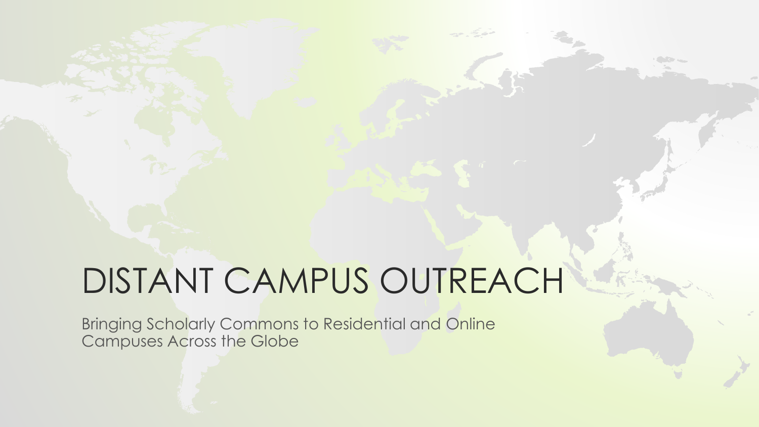# DISTANT CAMPUS OUTREACH

Bringing Scholarly Commons to Residential and Online Campuses Across the Globe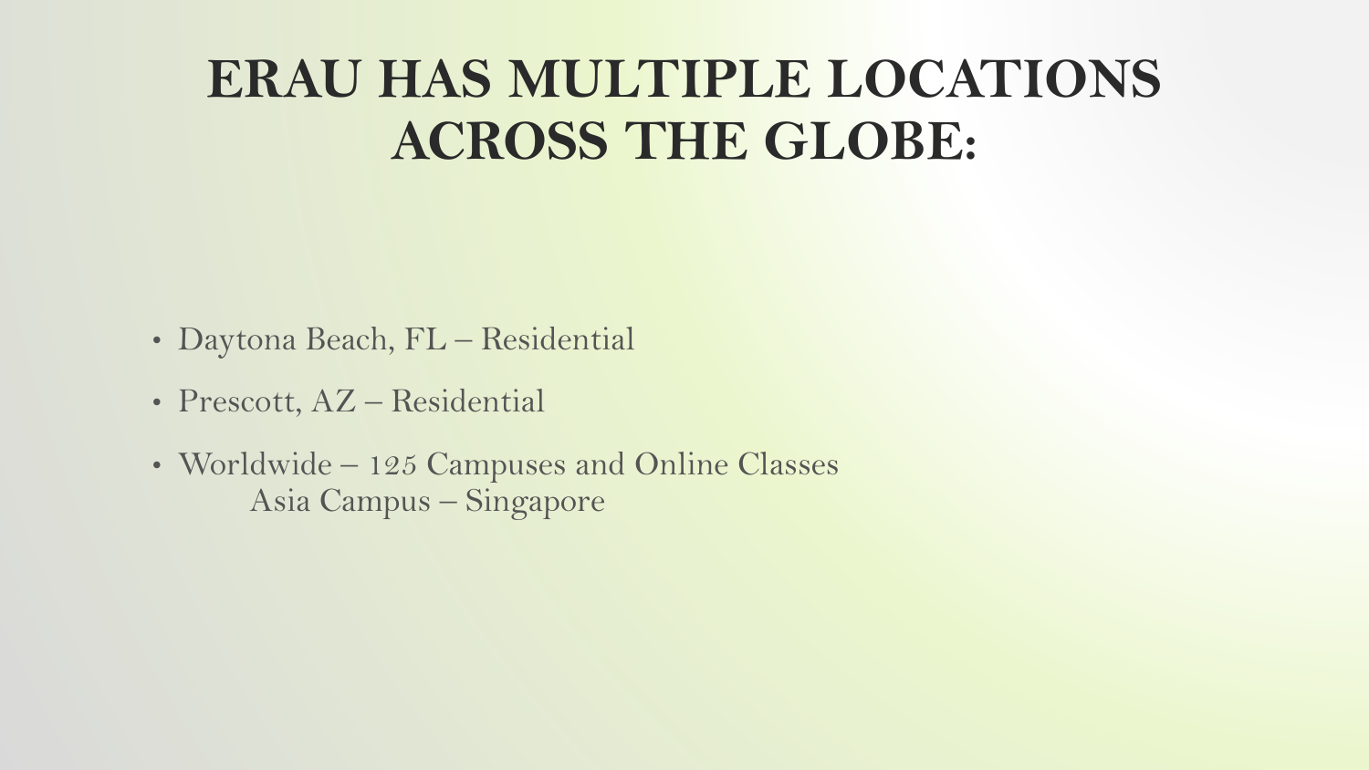# ERAU HAS MULTIPLE LOCATIONS ACROSS THE GLOBE:

- Daytona Beach, FL – Residential
- Prescott, AZ – Residential
- Worldwide – 125 Campuses and Online Classes
  - Asia Campus – Singapore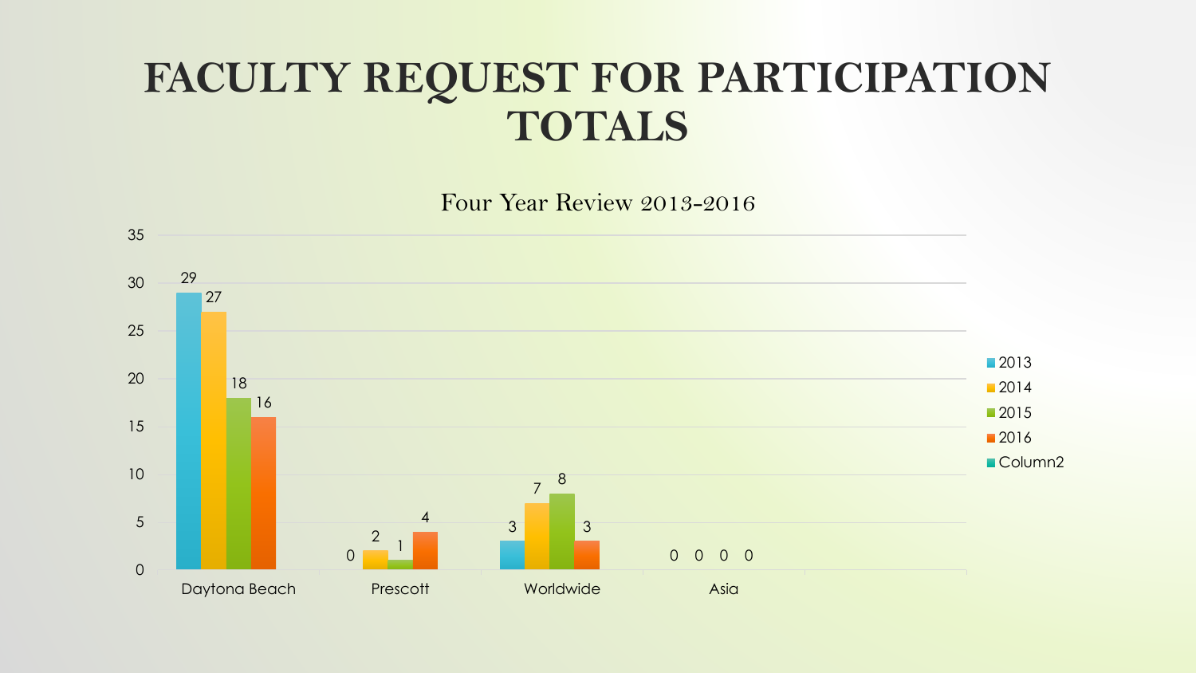# FACULTY REQUEST FOR PARTICIPATION TOTALS

Four Year Review 2013-2016

| | 2013 | 2014 | 2015 | 2016 | Column2 |
|---|---|---|---|---|---|
| Daytona Beach | 29 | 27 | 18 | 16 | |
| Prescott | 0 | 2 | 1 | 4 | |
| Worldwide | 3 | 7 | 8 | 3 | |
| Asia | 0 | 0 | 0 | 0 | |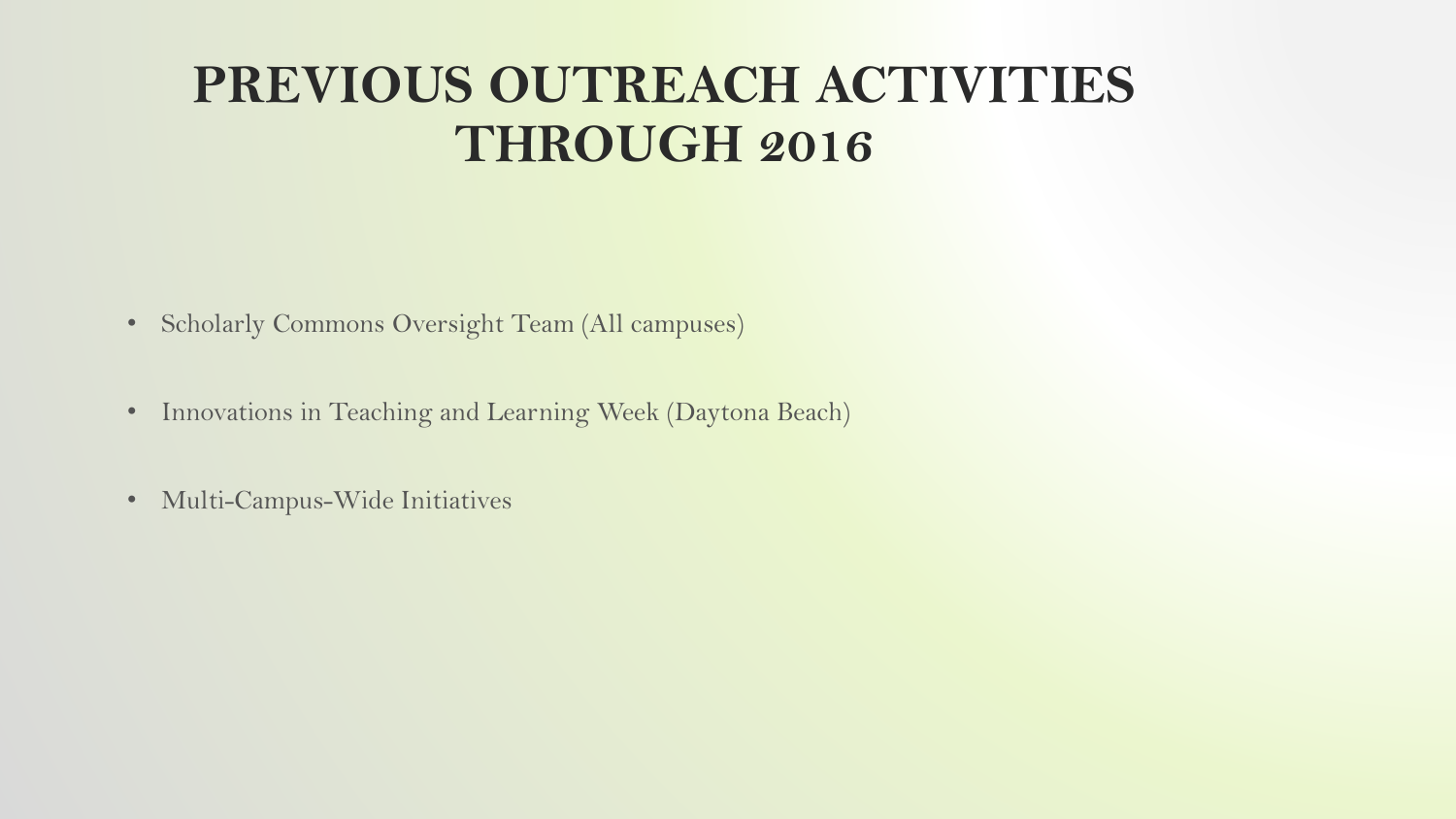# PREVIOUS OUTREACH ACTIVITIES THROUGH 2016

- Scholarly Commons Oversight Team (All campuses)
- Innovations in Teaching and Learning Week (Daytona Beach)
- Multi-Campus-Wide Initiatives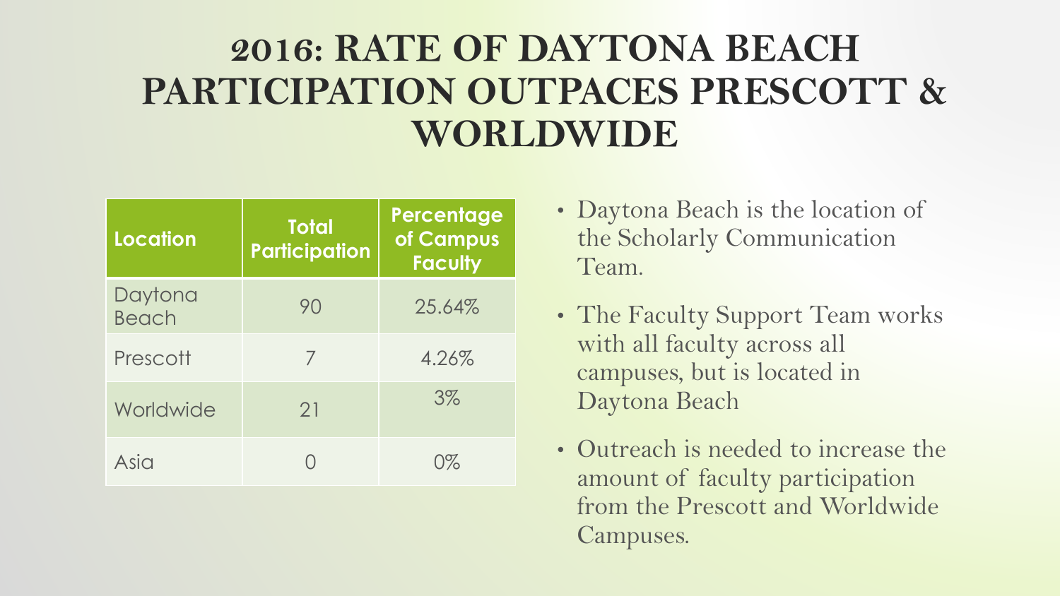# 2016: RATE OF DAYTONA BEACH PARTICIPATION OUTPACES PRESCOTT & WORLDWIDE

| Location | Total Participation | Percentage of Campus Faculty |
| --- | --- | --- |
| Daytona Beach | 90 | 25.64% |
| Prescott | 7 | 4.26% |
| Worldwide | 21 | 3% |
| Asia | 0 | 0% |

- Daytona Beach is the location of the Scholarly Communication Team.
- The Faculty Support Team works with all faculty across all campuses, but is located in Daytona Beach
- Outreach is needed to increase the amount of faculty participation from the Prescott and Worldwide Campuses.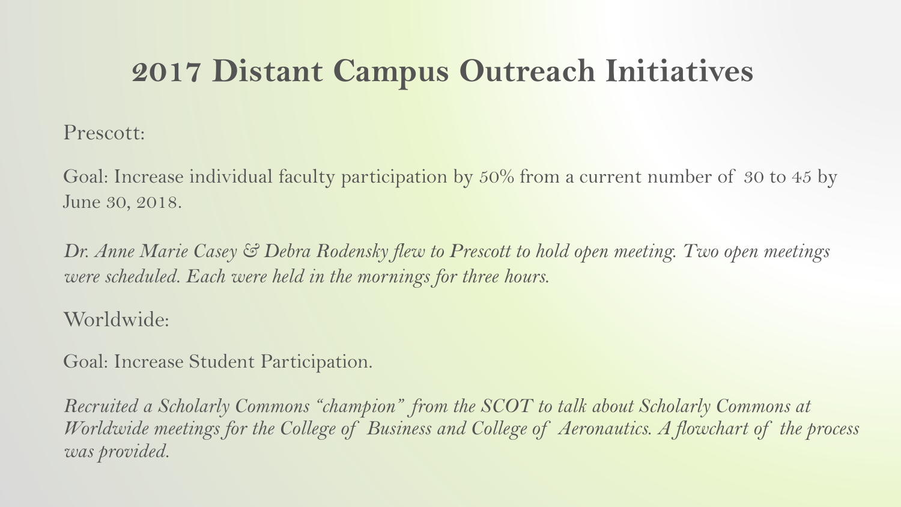# 2017 Distant Campus Outreach Initiatives

Prescott:

Goal: Increase individual faculty participation by 50% from a current number of 30 to 45 by June 30, 2018.

*Dr. Anne Marie Casey & Debra Rodensky flew to Prescott to hold open meeting. Two open meetings were scheduled. Each were held in the mornings for three hours.*

Worldwide:

Goal: Increase Student Participation.

*Recruited a Scholarly Commons "champion" from the SCOT to talk about Scholarly Commons at Worldwide meetings for the College of Business and College of Aeronautics. A flowchart of the process was provided.*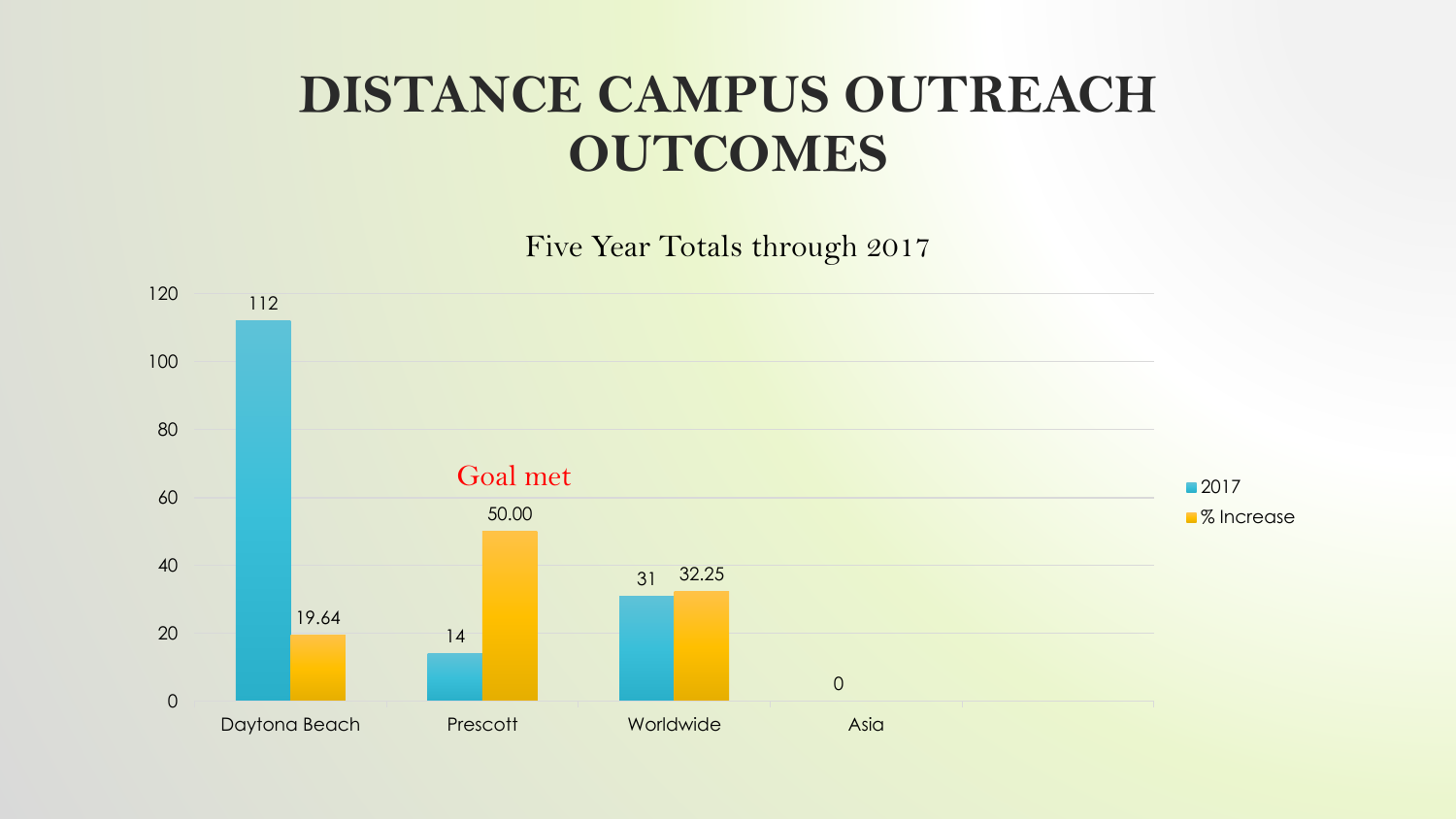# DISTANCE CAMPUS OUTREACH OUTCOMES

Five Year Totals through 2017

| | 2017 | % Increase |
|---|---|---|
| Daytona Beach | 112 | 19.64 |
| Prescott | 14 | 50.00 |
| Worldwide | 31 | 32.25 |
| Asia | 0 | |

Goal met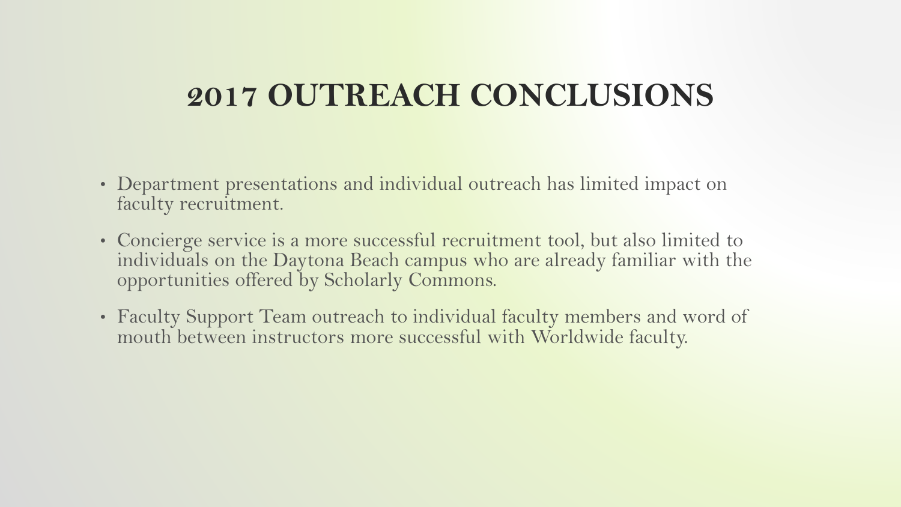# 2017 OUTREACH CONCLUSIONS

- Department presentations and individual outreach has limited impact on faculty recruitment.
- Concierge service is a more successful recruitment tool, but also limited to individuals on the Daytona Beach campus who are already familiar with the opportunities offered by Scholarly Commons.
- Faculty Support Team outreach to individual faculty members and word of mouth between instructors more successful with Worldwide faculty.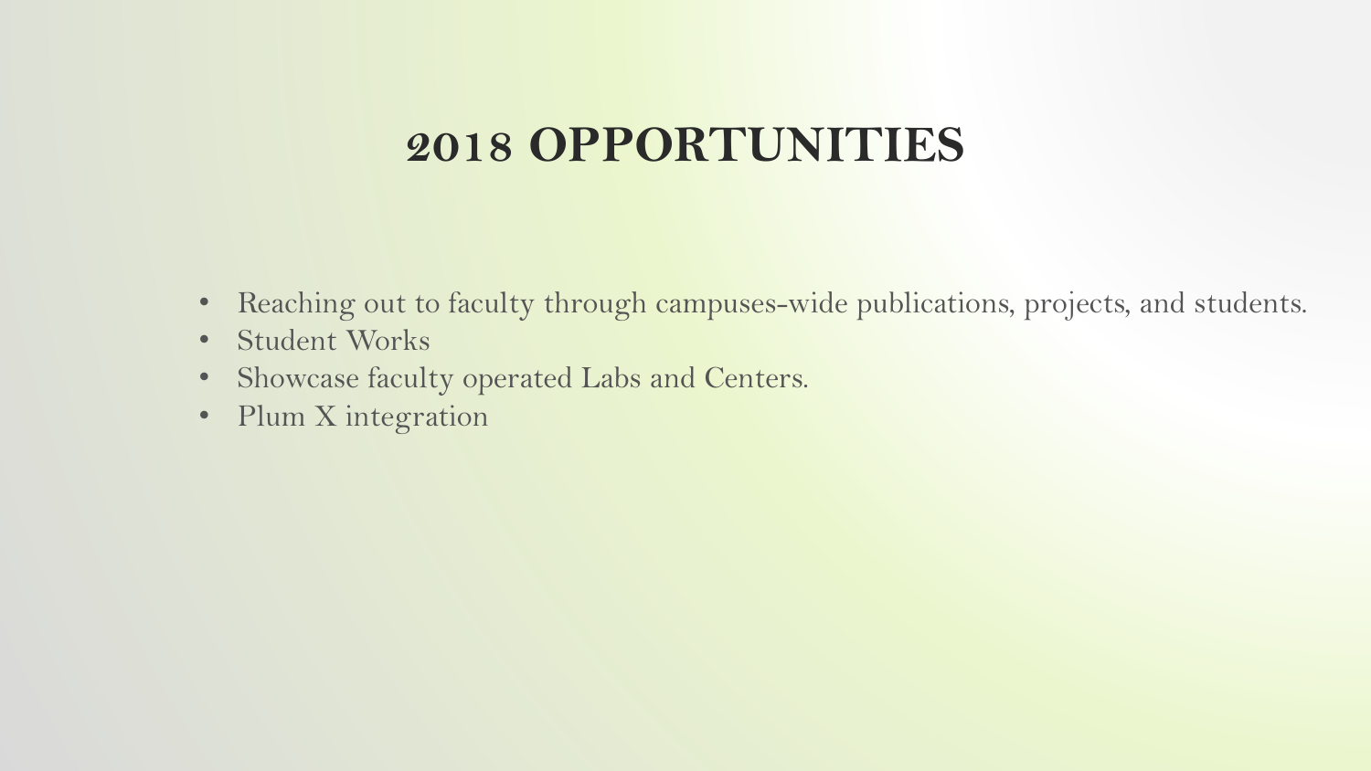# 2018 OPPORTUNITIES

- Reaching out to faculty through campuses-wide publications, projects, and students.
- Student Works
- Showcase faculty operated Labs and Centers.
- Plum X integration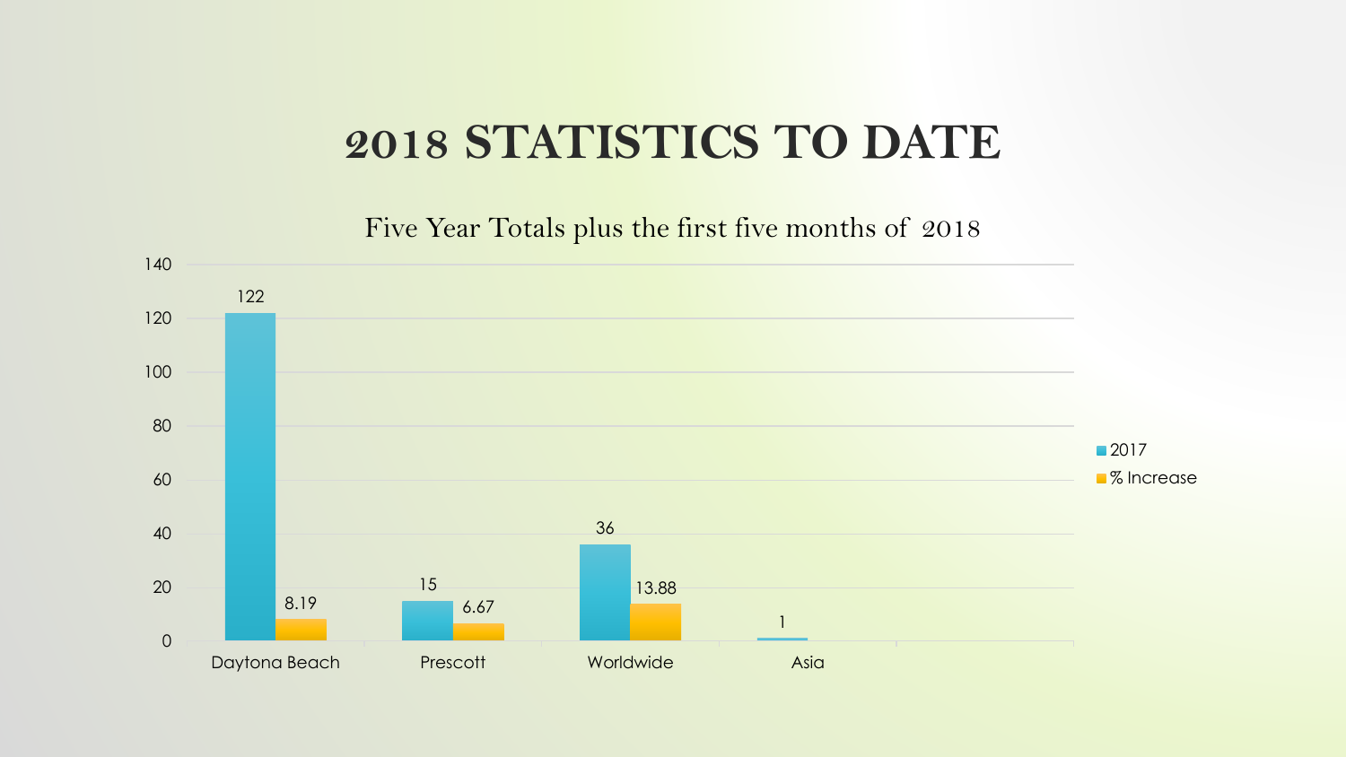# 2018 STATISTICS TO DATE

Five Year Totals plus the first five months of 2018

140
120
100
80
60
40
20
0

122
8.19
15
6.67
36
13.88
1

Daytona Beach
Prescott
Worldwide
Asia

2017
% Increase